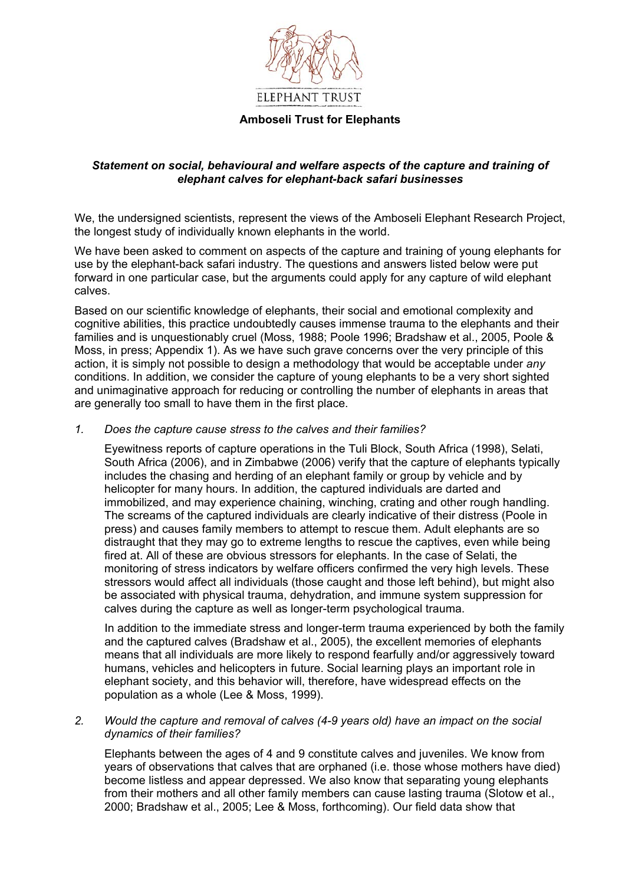ELEPHANT TRUST

**Amboseli Trust for Elephants**

***Statement on social, behavioural and welfare aspects of the capture and training of elephant calves for elephant-back safari businesses***

We, the undersigned scientists, represent the views of the Amboseli Elephant Research Project, the longest study of individually known elephants in the world.

We have been asked to comment on aspects of the capture and training of young elephants for use by the elephant-back safari industry. The questions and answers listed below were put forward in one particular case, but the arguments could apply for any capture of wild elephant calves.

Based on our scientific knowledge of elephants, their social and emotional complexity and cognitive abilities, this practice undoubtedly causes immense trauma to the elephants and their families and is unquestionably cruel (Moss, 1988; Poole 1996; Bradshaw et al., 2005, Poole & Moss, in press; Appendix 1). As we have such grave concerns over the very principle of this action, it is simply not possible to design a methodology that would be acceptable under *any* conditions. In addition, we consider the capture of young elephants to be a very short sighted and unimaginative approach for reducing or controlling the number of elephants in areas that are generally too small to have them in the first place.

1. *Does the capture cause stress to the calves and their families?*

   Eyewitness reports of capture operations in the Tuli Block, South Africa (1998), Selati, South Africa (2006), and in Zimbabwe (2006) verify that the capture of elephants typically includes the chasing and herding of an elephant family or group by vehicle and by helicopter for many hours. In addition, the captured individuals are darted and immobilized, and may experience chaining, winching, crating and other rough handling. The screams of the captured individuals are clearly indicative of their distress (Poole in press) and causes family members to attempt to rescue them. Adult elephants are so distraught that they may go to extreme lengths to rescue the captives, even while being fired at. All of these are obvious stressors for elephants. In the case of Selati, the monitoring of stress indicators by welfare officers confirmed the very high levels. These stressors would affect all individuals (those caught and those left behind), but might also be associated with physical trauma, dehydration, and immune system suppression for calves during the capture as well as longer-term psychological trauma.

   In addition to the immediate stress and longer-term trauma experienced by both the family and the captured calves (Bradshaw et al., 2005), the excellent memories of elephants means that all individuals are more likely to respond fearfully and/or aggressively toward humans, vehicles and helicopters in future. Social learning plays an important role in elephant society, and this behavior will, therefore, have widespread effects on the population as a whole (Lee & Moss, 1999).

2. *Would the capture and removal of calves (4-9 years old) have an impact on the social dynamics of their families?*

   Elephants between the ages of 4 and 9 constitute calves and juveniles. We know from years of observations that calves that are orphaned (i.e. those whose mothers have died) become listless and appear depressed. We also know that separating young elephants from their mothers and all other family members can cause lasting trauma (Slotow et al., 2000; Bradshaw et al., 2005; Lee & Moss, forthcoming). Our field data show that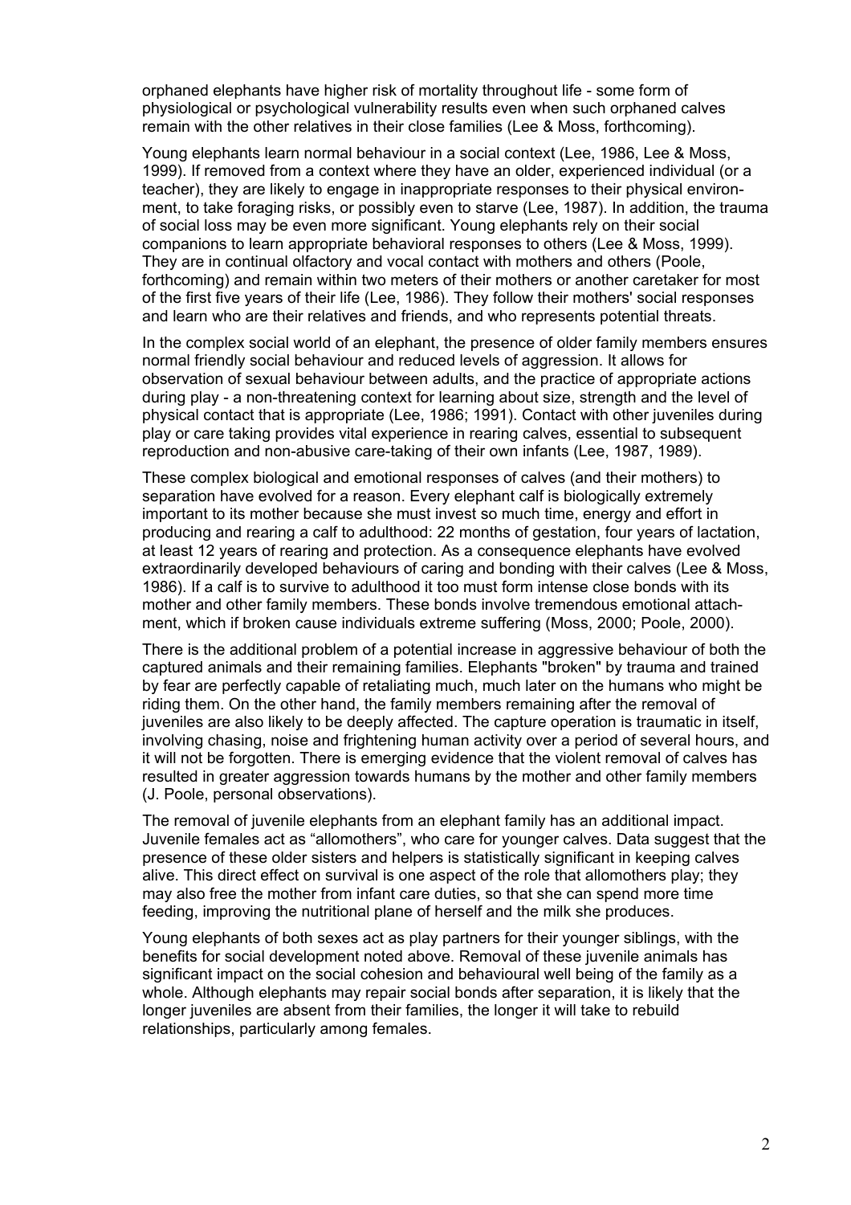orphaned elephants have higher risk of mortality throughout life - some form of physiological or psychological vulnerability results even when such orphaned calves remain with the other relatives in their close families (Lee & Moss, forthcoming).

Young elephants learn normal behaviour in a social context (Lee, 1986, Lee & Moss, 1999). If removed from a context where they have an older, experienced individual (or a teacher), they are likely to engage in inappropriate responses to their physical environment, to take foraging risks, or possibly even to starve (Lee, 1987). In addition, the trauma of social loss may be even more significant. Young elephants rely on their social companions to learn appropriate behavioral responses to others (Lee & Moss, 1999). They are in continual olfactory and vocal contact with mothers and others (Poole, forthcoming) and remain within two meters of their mothers or another caretaker for most of the first five years of their life (Lee, 1986). They follow their mothers' social responses and learn who are their relatives and friends, and who represents potential threats.

In the complex social world of an elephant, the presence of older family members ensures normal friendly social behaviour and reduced levels of aggression. It allows for observation of sexual behaviour between adults, and the practice of appropriate actions during play - a non-threatening context for learning about size, strength and the level of physical contact that is appropriate (Lee, 1986; 1991). Contact with other juveniles during play or care taking provides vital experience in rearing calves, essential to subsequent reproduction and non-abusive care-taking of their own infants (Lee, 1987, 1989).

These complex biological and emotional responses of calves (and their mothers) to separation have evolved for a reason. Every elephant calf is biologically extremely important to its mother because she must invest so much time, energy and effort in producing and rearing a calf to adulthood: 22 months of gestation, four years of lactation, at least 12 years of rearing and protection. As a consequence elephants have evolved extraordinarily developed behaviours of caring and bonding with their calves (Lee & Moss, 1986). If a calf is to survive to adulthood it too must form intense close bonds with its mother and other family members. These bonds involve tremendous emotional attachment, which if broken cause individuals extreme suffering (Moss, 2000; Poole, 2000).

There is the additional problem of a potential increase in aggressive behaviour of both the captured animals and their remaining families. Elephants "broken" by trauma and trained by fear are perfectly capable of retaliating much, much later on the humans who might be riding them. On the other hand, the family members remaining after the removal of juveniles are also likely to be deeply affected. The capture operation is traumatic in itself, involving chasing, noise and frightening human activity over a period of several hours, and it will not be forgotten. There is emerging evidence that the violent removal of calves has resulted in greater aggression towards humans by the mother and other family members (J. Poole, personal observations).

The removal of juvenile elephants from an elephant family has an additional impact. Juvenile females act as "allomothers", who care for younger calves. Data suggest that the presence of these older sisters and helpers is statistically significant in keeping calves alive. This direct effect on survival is one aspect of the role that allomothers play; they may also free the mother from infant care duties, so that she can spend more time feeding, improving the nutritional plane of herself and the milk she produces.

Young elephants of both sexes act as play partners for their younger siblings, with the benefits for social development noted above. Removal of these juvenile animals has significant impact on the social cohesion and behavioural well being of the family as a whole. Although elephants may repair social bonds after separation, it is likely that the longer juveniles are absent from their families, the longer it will take to rebuild relationships, particularly among females.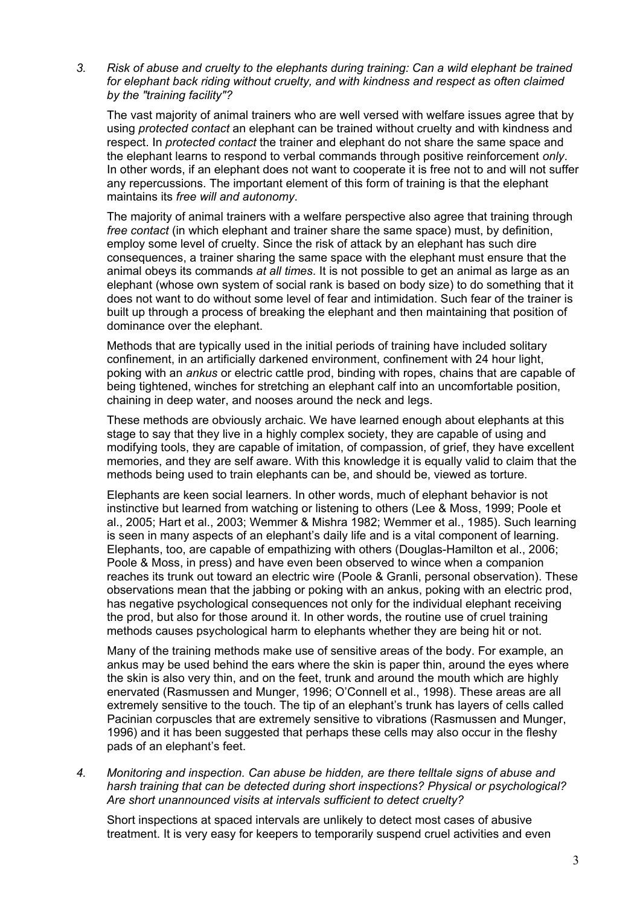3. *Risk of abuse and cruelty to the elephants during training: Can a wild elephant be trained for elephant back riding without cruelty, and with kindness and respect as often claimed by the "training facility"?*

   The vast majority of animal trainers who are well versed with welfare issues agree that by using *protected contact* an elephant can be trained without cruelty and with kindness and respect. In *protected contact* the trainer and elephant do not share the same space and the elephant learns to respond to verbal commands through positive reinforcement *only*. In other words, if an elephant does not want to cooperate it is free not to and will not suffer any repercussions. The important element of this form of training is that the elephant maintains its *free will and autonomy*.

   The majority of animal trainers with a welfare perspective also agree that training through *free contact* (in which elephant and trainer share the same space) must, by definition, employ some level of cruelty. Since the risk of attack by an elephant has such dire consequences, a trainer sharing the same space with the elephant must ensure that the animal obeys its commands *at all times*. It is not possible to get an animal as large as an elephant (whose own system of social rank is based on body size) to do something that it does not want to do without some level of fear and intimidation. Such fear of the trainer is built up through a process of breaking the elephant and then maintaining that position of dominance over the elephant.

   Methods that are typically used in the initial periods of training have included solitary confinement, in an artificially darkened environment, confinement with 24 hour light, poking with an *ankus* or electric cattle prod, binding with ropes, chains that are capable of being tightened, winches for stretching an elephant calf into an uncomfortable position, chaining in deep water, and nooses around the neck and legs.

   These methods are obviously archaic. We have learned enough about elephants at this stage to say that they live in a highly complex society, they are capable of using and modifying tools, they are capable of imitation, of compassion, of grief, they have excellent memories, and they are self aware. With this knowledge it is equally valid to claim that the methods being used to train elephants can be, and should be, viewed as torture.

   Elephants are keen social learners. In other words, much of elephant behavior is not instinctive but learned from watching or listening to others (Lee & Moss, 1999; Poole et al., 2005; Hart et al., 2003; Wemmer & Mishra 1982; Wemmer et al., 1985). Such learning is seen in many aspects of an elephant's daily life and is a vital component of learning. Elephants, too, are capable of empathizing with others (Douglas-Hamilton et al., 2006; Poole & Moss, in press) and have even been observed to wince when a companion reaches its trunk out toward an electric wire (Poole & Granli, personal observation). These observations mean that the jabbing or poking with an ankus, poking with an electric prod, has negative psychological consequences not only for the individual elephant receiving the prod, but also for those around it. In other words, the routine use of cruel training methods causes psychological harm to elephants whether they are being hit or not.

   Many of the training methods make use of sensitive areas of the body. For example, an ankus may be used behind the ears where the skin is paper thin, around the eyes where the skin is also very thin, and on the feet, trunk and around the mouth which are highly enervated (Rasmussen and Munger, 1996; O'Connell et al., 1998). These areas are all extremely sensitive to the touch. The tip of an elephant's trunk has layers of cells called Pacinian corpuscles that are extremely sensitive to vibrations (Rasmussen and Munger, 1996) and it has been suggested that perhaps these cells may also occur in the fleshy pads of an elephant's feet.

4. *Monitoring and inspection. Can abuse be hidden, are there telltale signs of abuse and harsh training that can be detected during short inspections? Physical or psychological? Are short unannounced visits at intervals sufficient to detect cruelty?*

   Short inspections at spaced intervals are unlikely to detect most cases of abusive treatment. It is very easy for keepers to temporarily suspend cruel activities and even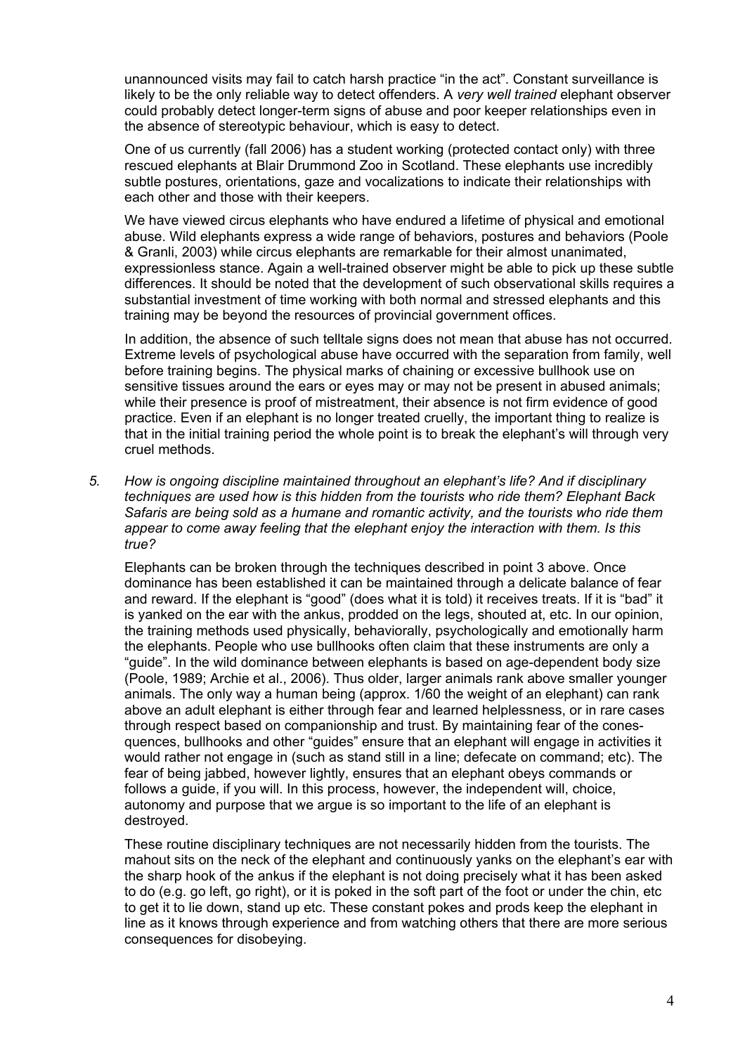unannounced visits may fail to catch harsh practice "in the act". Constant surveillance is likely to be the only reliable way to detect offenders. A *very well trained* elephant observer could probably detect longer-term signs of abuse and poor keeper relationships even in the absence of stereotypic behaviour, which is easy to detect.

One of us currently (fall 2006) has a student working (protected contact only) with three rescued elephants at Blair Drummond Zoo in Scotland. These elephants use incredibly subtle postures, orientations, gaze and vocalizations to indicate their relationships with each other and those with their keepers.

We have viewed circus elephants who have endured a lifetime of physical and emotional abuse. Wild elephants express a wide range of behaviors, postures and behaviors (Poole & Granli, 2003) while circus elephants are remarkable for their almost unanimated, expressionless stance. Again a well-trained observer might be able to pick up these subtle differences. It should be noted that the development of such observational skills requires a substantial investment of time working with both normal and stressed elephants and this training may be beyond the resources of provincial government offices.

In addition, the absence of such telltale signs does not mean that abuse has not occurred. Extreme levels of psychological abuse have occurred with the separation from family, well before training begins. The physical marks of chaining or excessive bullhook use on sensitive tissues around the ears or eyes may or may not be present in abused animals; while their presence is proof of mistreatment, their absence is not firm evidence of good practice. Even if an elephant is no longer treated cruelly, the important thing to realize is that in the initial training period the whole point is to break the elephant's will through very cruel methods.

*5. How is ongoing discipline maintained throughout an elephant's life? And if disciplinary techniques are used how is this hidden from the tourists who ride them? Elephant Back Safaris are being sold as a humane and romantic activity, and the tourists who ride them appear to come away feeling that the elephant enjoy the interaction with them. Is this true?*

Elephants can be broken through the techniques described in point 3 above. Once dominance has been established it can be maintained through a delicate balance of fear and reward. If the elephant is "good" (does what it is told) it receives treats. If it is "bad" it is yanked on the ear with the ankus, prodded on the legs, shouted at, etc. In our opinion, the training methods used physically, behaviorally, psychologically and emotionally harm the elephants. People who use bullhooks often claim that these instruments are only a "guide". In the wild dominance between elephants is based on age-dependent body size (Poole, 1989; Archie et al., 2006). Thus older, larger animals rank above smaller younger animals. The only way a human being (approx. 1/60 the weight of an elephant) can rank above an adult elephant is either through fear and learned helplessness, or in rare cases through respect based on companionship and trust. By maintaining fear of the consequences, bullhooks and other "guides" ensure that an elephant will engage in activities it would rather not engage in (such as stand still in a line; defecate on command; etc). The fear of being jabbed, however lightly, ensures that an elephant obeys commands or follows a guide, if you will. In this process, however, the independent will, choice, autonomy and purpose that we argue is so important to the life of an elephant is destroyed.

These routine disciplinary techniques are not necessarily hidden from the tourists. The mahout sits on the neck of the elephant and continuously yanks on the elephant's ear with the sharp hook of the ankus if the elephant is not doing precisely what it has been asked to do (e.g. go left, go right), or it is poked in the soft part of the foot or under the chin, etc to get it to lie down, stand up etc. These constant pokes and prods keep the elephant in line as it knows through experience and from watching others that there are more serious consequences for disobeying.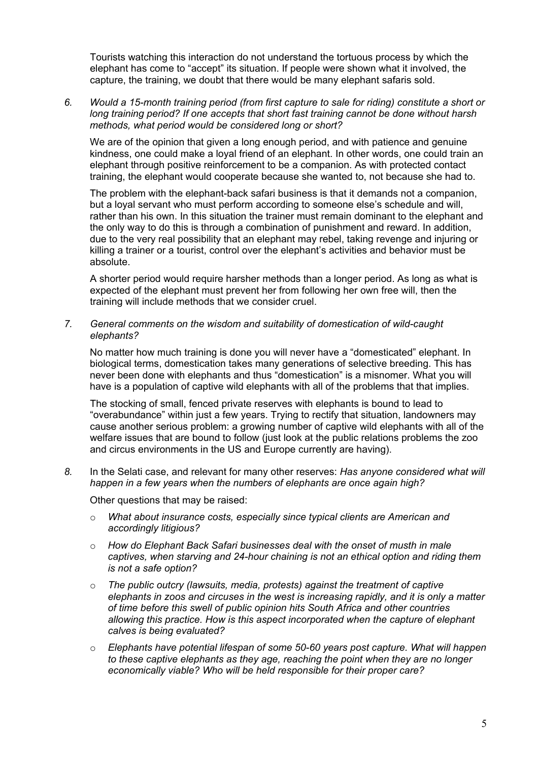Tourists watching this interaction do not understand the tortuous process by which the elephant has come to "accept" its situation. If people were shown what it involved, the capture, the training, we doubt that there would be many elephant safaris sold.

6. *Would a 15-month training period (from first capture to sale for riding) constitute a short or long training period? If one accepts that short fast training cannot be done without harsh methods, what period would be considered long or short?*

   We are of the opinion that given a long enough period, and with patience and genuine kindness, one could make a loyal friend of an elephant. In other words, one could train an elephant through positive reinforcement to be a companion. As with protected contact training, the elephant would cooperate because she wanted to, not because she had to.

   The problem with the elephant-back safari business is that it demands not a companion, but a loyal servant who must perform according to someone else's schedule and will, rather than his own. In this situation the trainer must remain dominant to the elephant and the only way to do this is through a combination of punishment and reward. In addition, due to the very real possibility that an elephant may rebel, taking revenge and injuring or killing a trainer or a tourist, control over the elephant's activities and behavior must be absolute.

   A shorter period would require harsher methods than a longer period. As long as what is expected of the elephant must prevent her from following her own free will, then the training will include methods that we consider cruel.

7. *General comments on the wisdom and suitability of domestication of wild-caught elephants?*

   No matter how much training is done you will never have a "domesticated" elephant. In biological terms, domestication takes many generations of selective breeding. This has never been done with elephants and thus "domestication" is a misnomer. What you will have is a population of captive wild elephants with all of the problems that that implies.

   The stocking of small, fenced private reserves with elephants is bound to lead to "overabundance" within just a few years. Trying to rectify that situation, landowners may cause another serious problem: a growing number of captive wild elephants with all of the welfare issues that are bound to follow (just look at the public relations problems the zoo and circus environments in the US and Europe currently are having).

8. In the Selati case, and relevant for many other reserves: *Has anyone considered what will happen in a few years when the numbers of elephants are once again high?*

   Other questions that may be raised:

   - *What about insurance costs, especially since typical clients are American and accordingly litigious?*
   - *How do Elephant Back Safari businesses deal with the onset of musth in male captives, when starving and 24-hour chaining is not an ethical option and riding them is not a safe option?*
   - *The public outcry (lawsuits, media, protests) against the treatment of captive elephants in zoos and circuses in the west is increasing rapidly, and it is only a matter of time before this swell of public opinion hits South Africa and other countries allowing this practice. How is this aspect incorporated when the capture of elephant calves is being evaluated?*
   - *Elephants have potential lifespan of some 50-60 years post capture. What will happen to these captive elephants as they age, reaching the point when they are no longer economically viable? Who will be held responsible for their proper care?*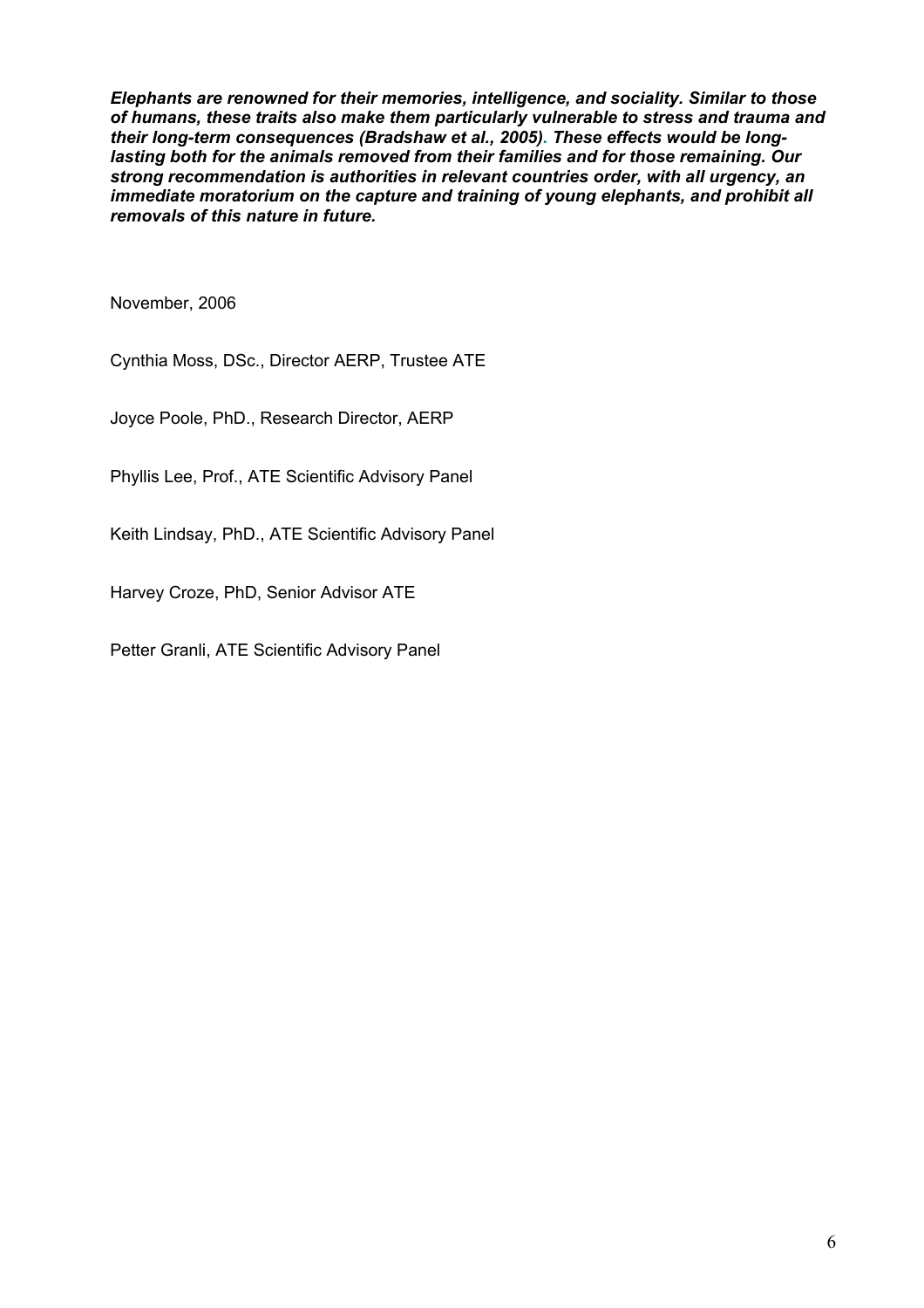***Elephants are renowned for their memories, intelligence, and sociality. Similar to those of humans, these traits also make them particularly vulnerable to stress and trauma and their long-term consequences (Bradshaw et al., 2005). These effects would be long-lasting both for the animals removed from their families and for those remaining. Our strong recommendation is authorities in relevant countries order, with all urgency, an immediate moratorium on the capture and training of young elephants, and prohibit all removals of this nature in future.***

November, 2006

Cynthia Moss, DSc., Director AERP, Trustee ATE

Joyce Poole, PhD., Research Director, AERP

Phyllis Lee, Prof., ATE Scientific Advisory Panel

Keith Lindsay, PhD., ATE Scientific Advisory Panel

Harvey Croze, PhD, Senior Advisor ATE

Petter Granli, ATE Scientific Advisory Panel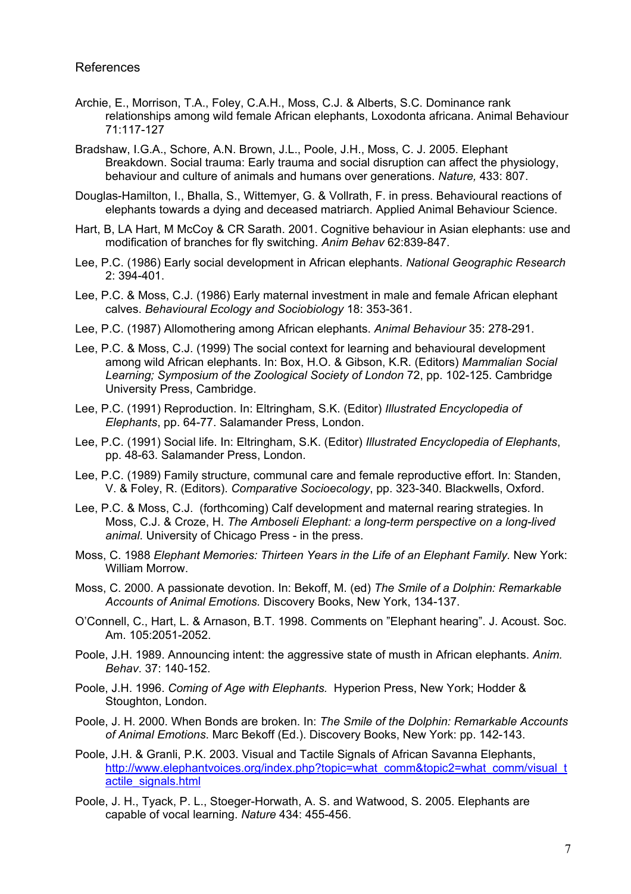## References

Archie, E., Morrison, T.A., Foley, C.A.H., Moss, C.J. & Alberts, S.C. Dominance rank relationships among wild female African elephants, Loxodonta africana. Animal Behaviour 71:117-127

Bradshaw, I.G.A., Schore, A.N. Brown, J.L., Poole, J.H., Moss, C. J. 2005. Elephant Breakdown. Social trauma: Early trauma and social disruption can affect the physiology, behaviour and culture of animals and humans over generations. *Nature,* 433: 807.

Douglas-Hamilton, I., Bhalla, S., Wittemyer, G. & Vollrath, F. in press. Behavioural reactions of elephants towards a dying and deceased matriarch. Applied Animal Behaviour Science.

Hart, B, LA Hart, M McCoy & CR Sarath. 2001. Cognitive behaviour in Asian elephants: use and modification of branches for fly switching. *Anim Behav* 62:839-847.

Lee, P.C. (1986) Early social development in African elephants. *National Geographic Research* 2: 394-401.

Lee, P.C. & Moss, C.J. (1986) Early maternal investment in male and female African elephant calves. *Behavioural Ecology and Sociobiology* 18: 353-361.

Lee, P.C. (1987) Allomothering among African elephants. *Animal Behaviour* 35: 278-291.

Lee, P.C. & Moss, C.J. (1999) The social context for learning and behavioural development among wild African elephants. In: Box, H.O. & Gibson, K.R. (Editors) *Mammalian Social Learning; Symposium of the Zoological Society of London* 72, pp. 102-125. Cambridge University Press, Cambridge.

Lee, P.C. (1991) Reproduction. In: Eltringham, S.K. (Editor) *Illustrated Encyclopedia of Elephants*, pp. 64-77. Salamander Press, London.

Lee, P.C. (1991) Social life. In: Eltringham, S.K. (Editor) *Illustrated Encyclopedia of Elephants*, pp. 48-63. Salamander Press, London.

Lee, P.C. (1989) Family structure, communal care and female reproductive effort. In: Standen, V. & Foley, R. (Editors). *Comparative Socioecology*, pp. 323-340. Blackwells, Oxford.

Lee, P.C. & Moss, C.J. (forthcoming) Calf development and maternal rearing strategies. In Moss, C.J. & Croze, H. *The Amboseli Elephant: a long-term perspective on a long-lived animal*. University of Chicago Press - in the press.

Moss, C. 1988 *Elephant Memories: Thirteen Years in the Life of an Elephant Family.* New York: William Morrow.

Moss, C. 2000. A passionate devotion. In: Bekoff, M. (ed) *The Smile of a Dolphin: Remarkable Accounts of Animal Emotions.* Discovery Books, New York, 134-137.

O'Connell, C., Hart, L. & Arnason, B.T. 1998. Comments on "Elephant hearing". J. Acoust. Soc. Am. 105:2051-2052.

Poole, J.H. 1989. Announcing intent: the aggressive state of musth in African elephants. *Anim. Behav*. 37: 140-152.

Poole, J.H. 1996. *Coming of Age with Elephants.* Hyperion Press, New York; Hodder & Stoughton, London.

Poole, J. H. 2000. When Bonds are broken. In: *The Smile of the Dolphin: Remarkable Accounts of Animal Emotions*. Marc Bekoff (Ed.). Discovery Books, New York: pp. 142-143.

Poole, J.H. & Granli, P.K. 2003. Visual and Tactile Signals of African Savanna Elephants, http://www.elephantvoices.org/index.php?topic=what_comm&topic2=what_comm/visual_tactile_signals.html

Poole, J. H., Tyack, P. L., Stoeger-Horwath, A. S. and Watwood, S. 2005. Elephants are capable of vocal learning. *Nature* 434: 455-456.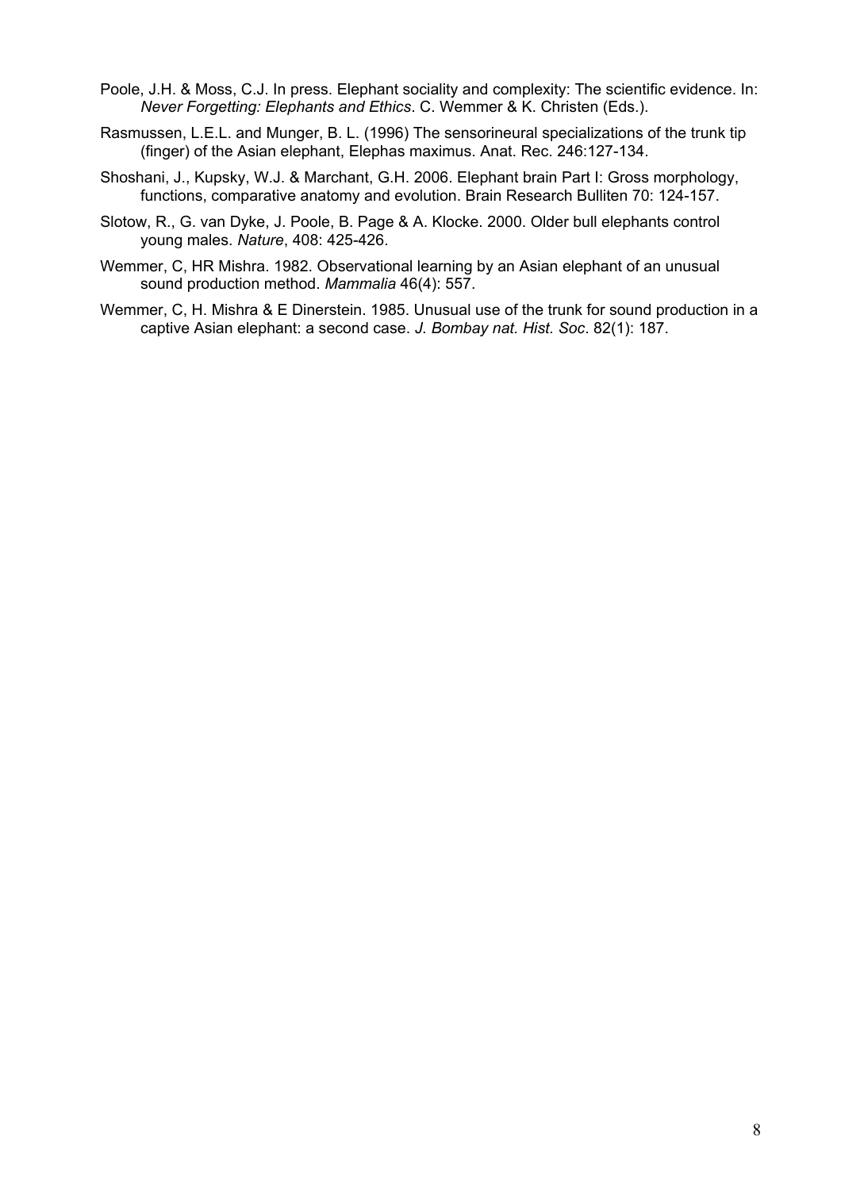Poole, J.H. & Moss, C.J. In press. Elephant sociality and complexity: The scientific evidence. In: *Never Forgetting: Elephants and Ethics*. C. Wemmer & K. Christen (Eds.).

Rasmussen, L.E.L. and Munger, B. L. (1996) The sensorineural specializations of the trunk tip (finger) of the Asian elephant, Elephas maximus. Anat. Rec. 246:127-134.

Shoshani, J., Kupsky, W.J. & Marchant, G.H. 2006. Elephant brain Part I: Gross morphology, functions, comparative anatomy and evolution. Brain Research Bulliten 70: 124-157.

Slotow, R., G. van Dyke, J. Poole, B. Page & A. Klocke. 2000. Older bull elephants control young males. *Nature*, 408: 425-426.

Wemmer, C, HR Mishra. 1982. Observational learning by an Asian elephant of an unusual sound production method. *Mammalia* 46(4): 557.

Wemmer, C, H. Mishra & E Dinerstein. 1985. Unusual use of the trunk for sound production in a captive Asian elephant: a second case. *J. Bombay nat. Hist. Soc*. 82(1): 187.